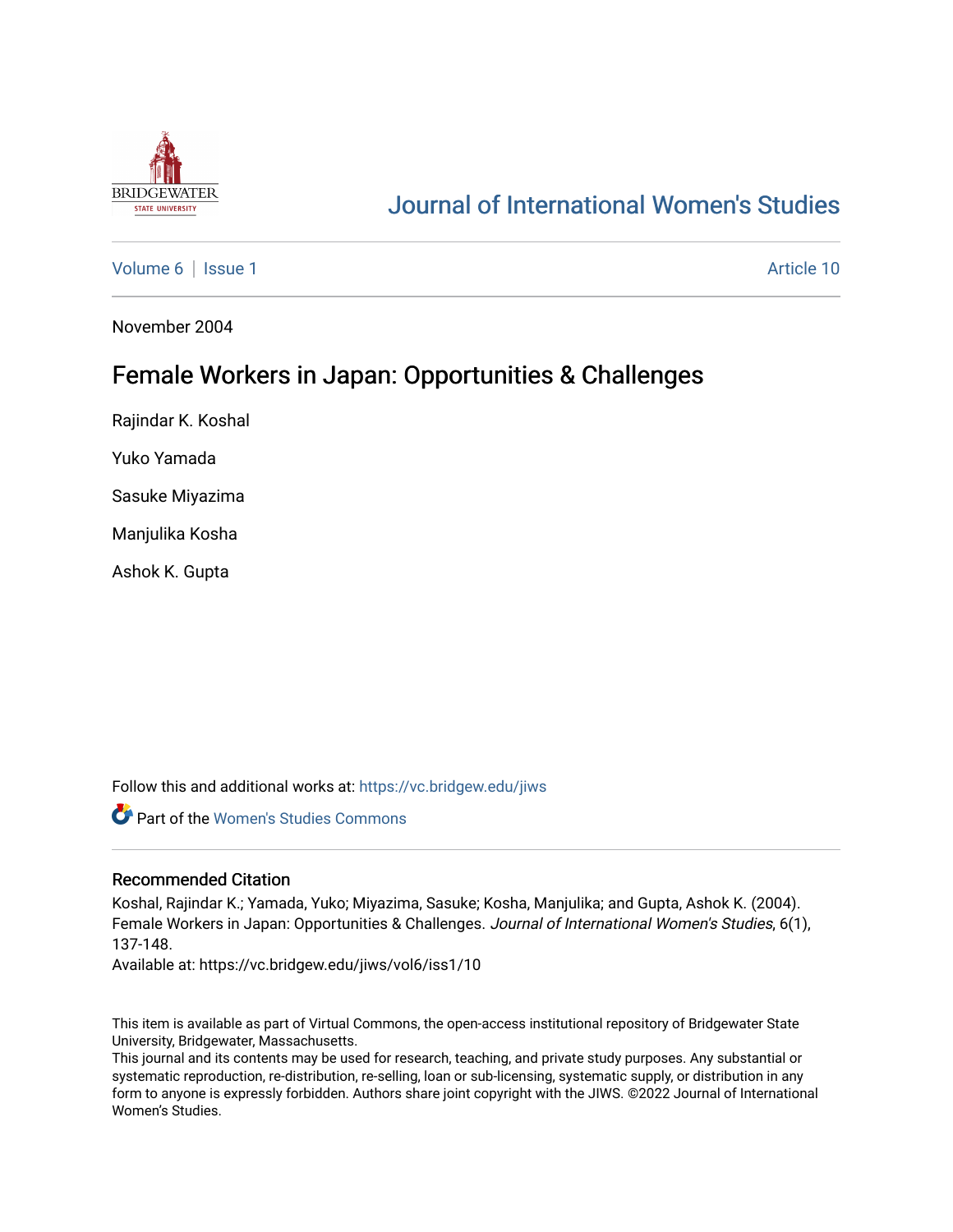Journal of International Women's Studies

Volume 6 | Issue 1 Article 10

November 2004

# Female Workers in Japan: Opportunities & Challenges

Rajindar K. Koshal

Yuko Yamada

Sasuke Miyazima

Manjulika Kosha

Ashok K. Gupta

Follow this and additional works at: https://vc.bridgew.edu/jiws

Part of the Women's Studies Commons

## Recommended Citation

Koshal, Rajindar K.; Yamada, Yuko; Miyazima, Sasuke; Kosha, Manjulika; and Gupta, Ashok K. (2004). Female Workers in Japan: Opportunities & Challenges. *Journal of International Women's Studies*, 6(1), 137-148.

Available at: https://vc.bridgew.edu/jiws/vol6/iss1/10

This item is available as part of Virtual Commons, the open-access institutional repository of Bridgewater State University, Bridgewater, Massachusetts.

This journal and its contents may be used for research, teaching, and private study purposes. Any substantial or systematic reproduction, re-distribution, re-selling, loan or sub-licensing, systematic supply, or distribution in any form to anyone is expressly forbidden. Authors share joint copyright with the JIWS. ©2022 Journal of International Women's Studies.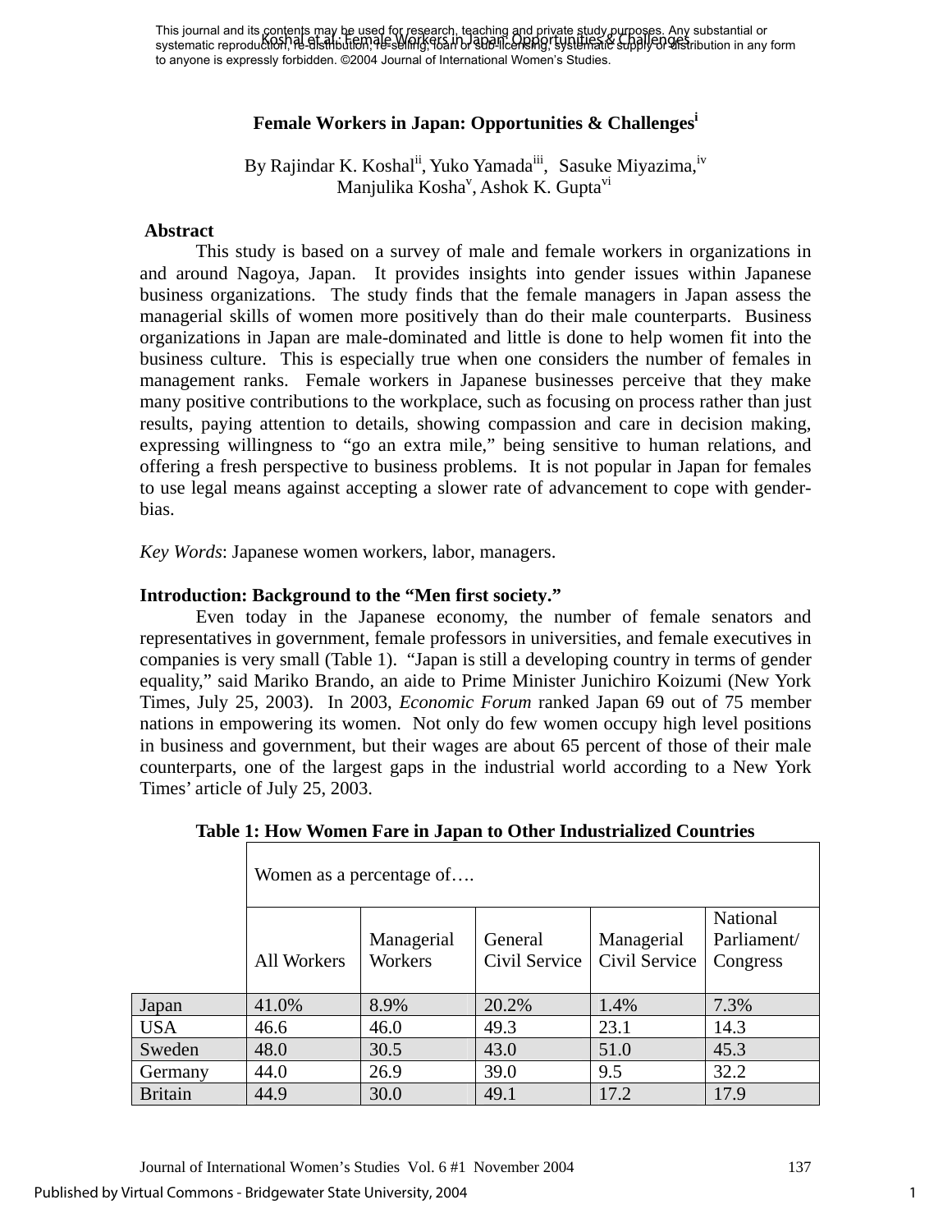This journal and its contents may be used for research, teaching and private study purposes. Any substantial or systematic reproduction, re-distribution, re-selling, loan or sub-licensing, systematic supply or distribution in any form to anyone is expressly forbidden. ©2004 Journal of International Women's Studies.

# Female Workers in Japan: Opportunities & Challenges[i]

By Rajindar K. Koshal[ii], Yuko Yamada[iii], Sasuke Miyazima,[iv] Manjulika Kosha[v], Ashok K. Gupta[vi]

## Abstract

This study is based on a survey of male and female workers in organizations in and around Nagoya, Japan. It provides insights into gender issues within Japanese business organizations. The study finds that the female managers in Japan assess the managerial skills of women more positively than do their male counterparts. Business organizations in Japan are male-dominated and little is done to help women fit into the business culture. This is especially true when one considers the number of females in management ranks. Female workers in Japanese businesses perceive that they make many positive contributions to the workplace, such as focusing on process rather than just results, paying attention to details, showing compassion and care in decision making, expressing willingness to "go an extra mile," being sensitive to human relations, and offering a fresh perspective to business problems. It is not popular in Japan for females to use legal means against accepting a slower rate of advancement to cope with gender-bias.

*Key Words*: Japanese women workers, labor, managers.

## Introduction: Background to the "Men first society."

Even today in the Japanese economy, the number of female senators and representatives in government, female professors in universities, and female executives in companies is very small (Table 1). "Japan is still a developing country in terms of gender equality," said Mariko Brando, an aide to Prime Minister Junichiro Koizumi (New York Times, July 25, 2003). In 2003, *Economic Forum* ranked Japan 69 out of 75 member nations in empowering its women. Not only do few women occupy high level positions in business and government, but their wages are about 65 percent of those of their male counterparts, one of the largest gaps in the industrial world according to a New York Times' article of July 25, 2003.

**Table 1: How Women Fare in Japan to Other Industrialized Countries**

| | Women as a percentage of…. | | | | |
|---|---|---|---|---|---|
| | All Workers | Managerial Workers | General Civil Service | Managerial Civil Service | National Parliament/ Congress |
| Japan | 41.0% | 8.9% | 20.2% | 1.4% | 7.3% |
| USA | 46.6 | 46.0 | 49.3 | 23.1 | 14.3 |
| Sweden | 48.0 | 30.5 | 43.0 | 51.0 | 45.3 |
| Germany | 44.0 | 26.9 | 39.0 | 9.5 | 32.2 |
| Britain | 44.9 | 30.0 | 49.1 | 17.2 | 17.9 |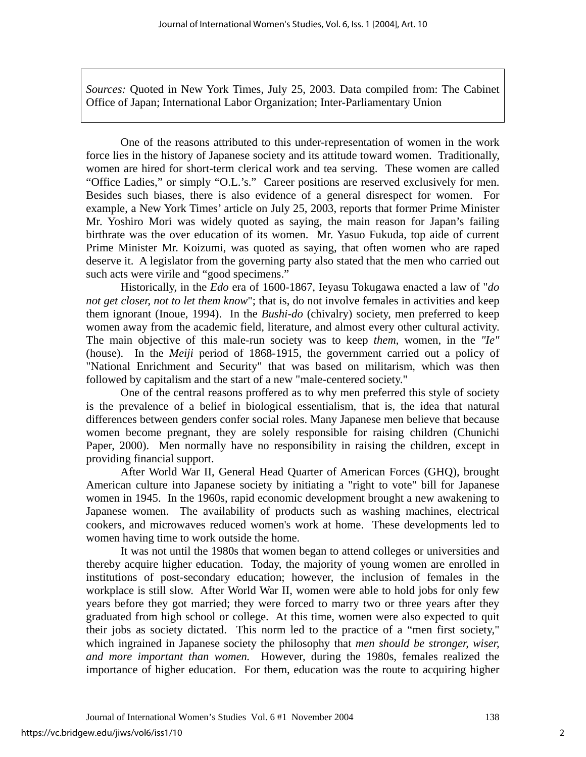*Sources:* Quoted in New York Times, July 25, 2003. Data compiled from: The Cabinet Office of Japan; International Labor Organization; Inter-Parliamentary Union

One of the reasons attributed to this under-representation of women in the work force lies in the history of Japanese society and its attitude toward women. Traditionally, women are hired for short-term clerical work and tea serving. These women are called "Office Ladies," or simply "O.L.'s." Career positions are reserved exclusively for men. Besides such biases, there is also evidence of a general disrespect for women. For example, a New York Times' article on July 25, 2003, reports that former Prime Minister Mr. Yoshiro Mori was widely quoted as saying, the main reason for Japan's failing birthrate was the over education of its women. Mr. Yasuo Fukuda, top aide of current Prime Minister Mr. Koizumi, was quoted as saying, that often women who are raped deserve it. A legislator from the governing party also stated that the men who carried out such acts were virile and "good specimens."

Historically, in the *Edo* era of 1600-1867, Ieyasu Tokugawa enacted a law of "*do not get closer, not to let them know*"; that is, do not involve females in activities and keep them ignorant (Inoue, 1994). In the *Bushi-do* (chivalry) society, men preferred to keep women away from the academic field, literature, and almost every other cultural activity. The main objective of this male-run society was to keep *them*, women, in the *"Ie"* (house). In the *Meiji* period of 1868-1915, the government carried out a policy of "National Enrichment and Security" that was based on militarism, which was then followed by capitalism and the start of a new "male-centered society."

One of the central reasons proffered as to why men preferred this style of society is the prevalence of a belief in biological essentialism, that is, the idea that natural differences between genders confer social roles. Many Japanese men believe that because women become pregnant, they are solely responsible for raising children (Chunichi Paper, 2000). Men normally have no responsibility in raising the children, except in providing financial support.

After World War II, General Head Quarter of American Forces (GHQ), brought American culture into Japanese society by initiating a "right to vote" bill for Japanese women in 1945. In the 1960s, rapid economic development brought a new awakening to Japanese women. The availability of products such as washing machines, electrical cookers, and microwaves reduced women's work at home. These developments led to women having time to work outside the home.

It was not until the 1980s that women began to attend colleges or universities and thereby acquire higher education. Today, the majority of young women are enrolled in institutions of post-secondary education; however, the inclusion of females in the workplace is still slow. After World War II, women were able to hold jobs for only few years before they got married; they were forced to marry two or three years after they graduated from high school or college. At this time, women were also expected to quit their jobs as society dictated. This norm led to the practice of a "men first society," which ingrained in Japanese society the philosophy that *men should be stronger, wiser, and more important than women.* However, during the 1980s, females realized the importance of higher education. For them, education was the route to acquiring higher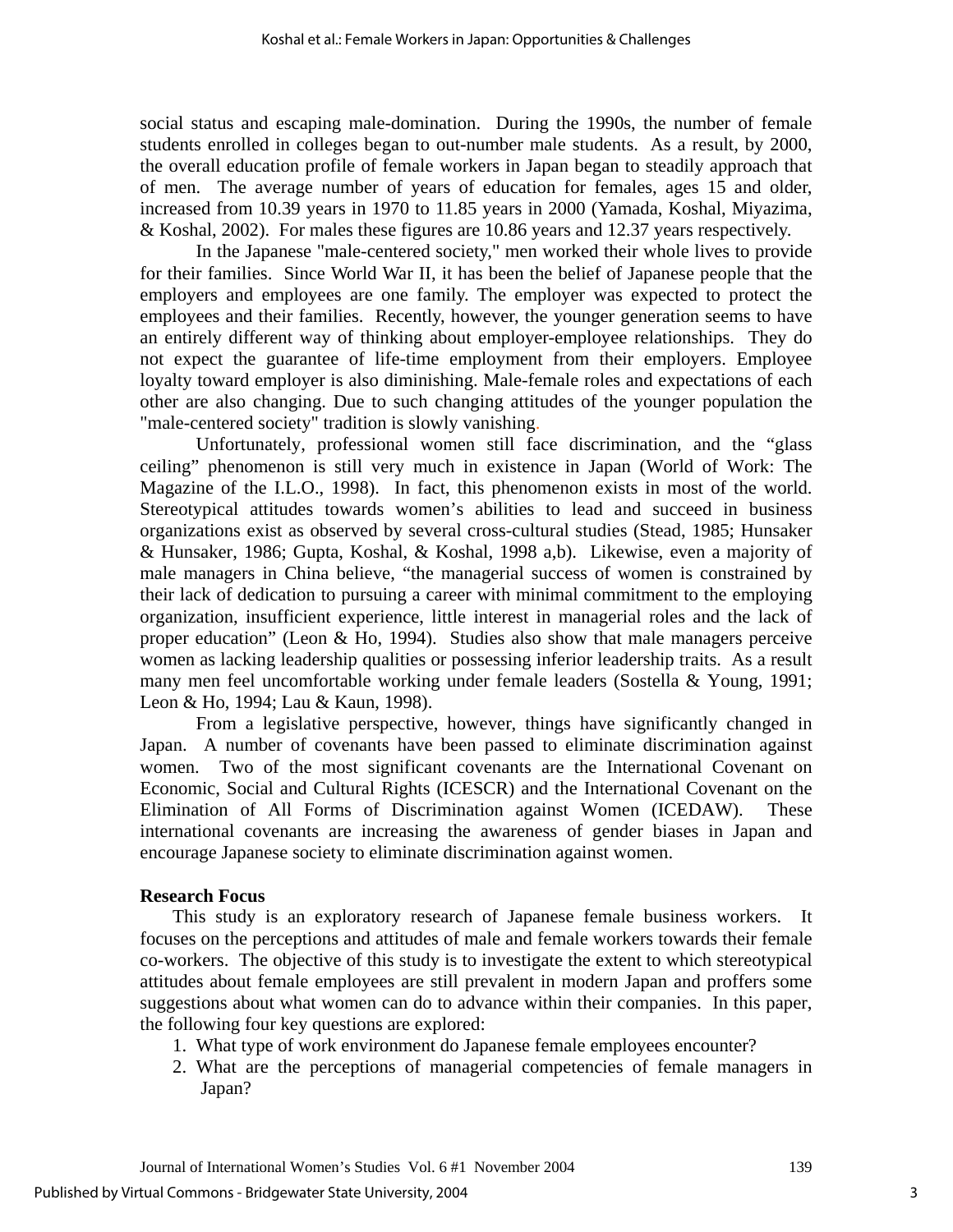social status and escaping male-domination. During the 1990s, the number of female students enrolled in colleges began to out-number male students. As a result, by 2000, the overall education profile of female workers in Japan began to steadily approach that of men. The average number of years of education for females, ages 15 and older, increased from 10.39 years in 1970 to 11.85 years in 2000 (Yamada, Koshal, Miyazima, & Koshal, 2002). For males these figures are 10.86 years and 12.37 years respectively.

In the Japanese "male-centered society," men worked their whole lives to provide for their families. Since World War II, it has been the belief of Japanese people that the employers and employees are one family. The employer was expected to protect the employees and their families. Recently, however, the younger generation seems to have an entirely different way of thinking about employer-employee relationships. They do not expect the guarantee of life-time employment from their employers. Employee loyalty toward employer is also diminishing. Male-female roles and expectations of each other are also changing. Due to such changing attitudes of the younger population the "male-centered society" tradition is slowly vanishing.

Unfortunately, professional women still face discrimination, and the "glass ceiling" phenomenon is still very much in existence in Japan (World of Work: The Magazine of the I.L.O., 1998). In fact, this phenomenon exists in most of the world. Stereotypical attitudes towards women's abilities to lead and succeed in business organizations exist as observed by several cross-cultural studies (Stead, 1985; Hunsaker & Hunsaker, 1986; Gupta, Koshal, & Koshal, 1998 a,b). Likewise, even a majority of male managers in China believe, "the managerial success of women is constrained by their lack of dedication to pursuing a career with minimal commitment to the employing organization, insufficient experience, little interest in managerial roles and the lack of proper education" (Leon & Ho, 1994). Studies also show that male managers perceive women as lacking leadership qualities or possessing inferior leadership traits. As a result many men feel uncomfortable working under female leaders (Sostella & Young, 1991; Leon & Ho, 1994; Lau & Kaun, 1998).

From a legislative perspective, however, things have significantly changed in Japan. A number of covenants have been passed to eliminate discrimination against women. Two of the most significant covenants are the International Covenant on Economic, Social and Cultural Rights (ICESCR) and the International Covenant on the Elimination of All Forms of Discrimination against Women (ICEDAW). These international covenants are increasing the awareness of gender biases in Japan and encourage Japanese society to eliminate discrimination against women.

**Research Focus**

This study is an exploratory research of Japanese female business workers. It focuses on the perceptions and attitudes of male and female workers towards their female co-workers. The objective of this study is to investigate the extent to which stereotypical attitudes about female employees are still prevalent in modern Japan and proffers some suggestions about what women can do to advance within their companies. In this paper, the following four key questions are explored:

1. What type of work environment do Japanese female employees encounter?
2. What are the perceptions of managerial competencies of female managers in Japan?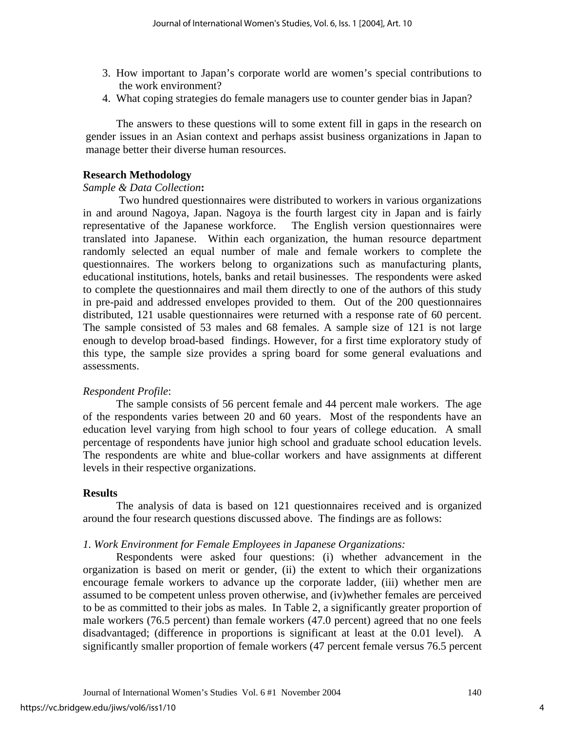3. How important to Japan's corporate world are women's special contributions to the work environment?
4. What coping strategies do female managers use to counter gender bias in Japan?

The answers to these questions will to some extent fill in gaps in the research on gender issues in an Asian context and perhaps assist business organizations in Japan to manage better their diverse human resources.

## Research Methodology

*Sample & Data Collection***:**

Two hundred questionnaires were distributed to workers in various organizations in and around Nagoya, Japan. Nagoya is the fourth largest city in Japan and is fairly representative of the Japanese workforce. The English version questionnaires were translated into Japanese. Within each organization, the human resource department randomly selected an equal number of male and female workers to complete the questionnaires. The workers belong to organizations such as manufacturing plants, educational institutions, hotels, banks and retail businesses. The respondents were asked to complete the questionnaires and mail them directly to one of the authors of this study in pre-paid and addressed envelopes provided to them. Out of the 200 questionnaires distributed, 121 usable questionnaires were returned with a response rate of 60 percent. The sample consisted of 53 males and 68 females. A sample size of 121 is not large enough to develop broad-based findings. However, for a first time exploratory study of this type, the sample size provides a spring board for some general evaluations and assessments.

*Respondent Profile*:

The sample consists of 56 percent female and 44 percent male workers. The age of the respondents varies between 20 and 60 years. Most of the respondents have an education level varying from high school to four years of college education. A small percentage of respondents have junior high school and graduate school education levels. The respondents are white and blue-collar workers and have assignments at different levels in their respective organizations.

## Results

The analysis of data is based on 121 questionnaires received and is organized around the four research questions discussed above. The findings are as follows:

*1. Work Environment for Female Employees in Japanese Organizations:*

Respondents were asked four questions: (i) whether advancement in the organization is based on merit or gender, (ii) the extent to which their organizations encourage female workers to advance up the corporate ladder, (iii) whether men are assumed to be competent unless proven otherwise, and (iv)whether females are perceived to be as committed to their jobs as males. In Table 2, a significantly greater proportion of male workers (76.5 percent) than female workers (47.0 percent) agreed that no one feels disadvantaged; (difference in proportions is significant at least at the 0.01 level). A significantly smaller proportion of female workers (47 percent female versus 76.5 percent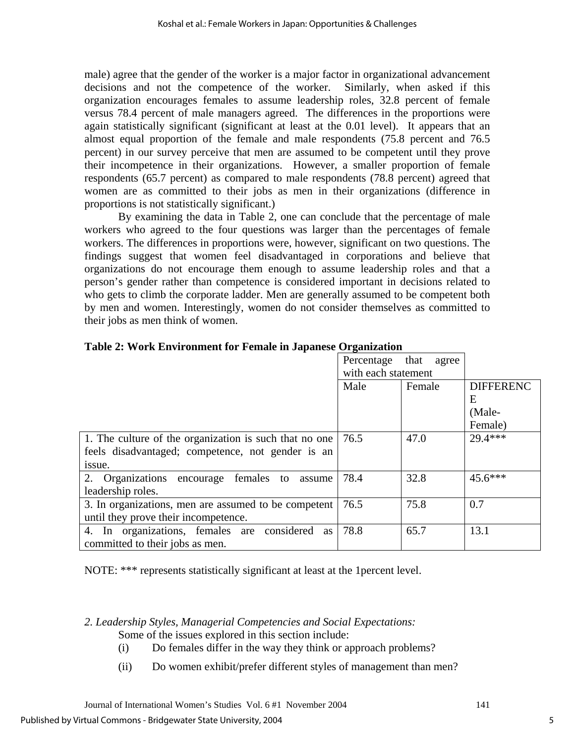male) agree that the gender of the worker is a major factor in organizational advancement decisions and not the competence of the worker. Similarly, when asked if this organization encourages females to assume leadership roles, 32.8 percent of female versus 78.4 percent of male managers agreed. The differences in the proportions were again statistically significant (significant at least at the 0.01 level). It appears that an almost equal proportion of the female and male respondents (75.8 percent and 76.5 percent) in our survey perceive that men are assumed to be competent until they prove their incompetence in their organizations. However, a smaller proportion of female respondents (65.7 percent) as compared to male respondents (78.8 percent) agreed that women are as committed to their jobs as men in their organizations (difference in proportions is not statistically significant.)

By examining the data in Table 2, one can conclude that the percentage of male workers who agreed to the four questions was larger than the percentages of female workers. The differences in proportions were, however, significant on two questions. The findings suggest that women feel disadvantaged in corporations and believe that organizations do not encourage them enough to assume leadership roles and that a person's gender rather than competence is considered important in decisions related to who gets to climb the corporate ladder. Men are generally assumed to be competent both by men and women. Interestingly, women do not consider themselves as committed to their jobs as men think of women.

**Table 2: Work Environment for Female in Japanese Organization**

| | Percentage that agree with each statement | | |
|---|---|---|---|
| | Male | Female | DIFFERENCE (Male-Female) |
| 1. The culture of the organization is such that no one feels disadvantaged; competence, not gender is an issue. | 76.5 | 47.0 | 29.4*** |
| 2. Organizations encourage females to assume leadership roles. | 78.4 | 32.8 | 45.6*** |
| 3. In organizations, men are assumed to be competent until they prove their incompetence. | 76.5 | 75.8 | 0.7 |
| 4. In organizations, females are considered as committed to their jobs as men. | 78.8 | 65.7 | 13.1 |

NOTE: *** represents statistically significant at least at the 1percent level.

*2. Leadership Styles, Managerial Competencies and Social Expectations:*

Some of the issues explored in this section include:

(i) Do females differ in the way they think or approach problems?

(ii) Do women exhibit/prefer different styles of management than men?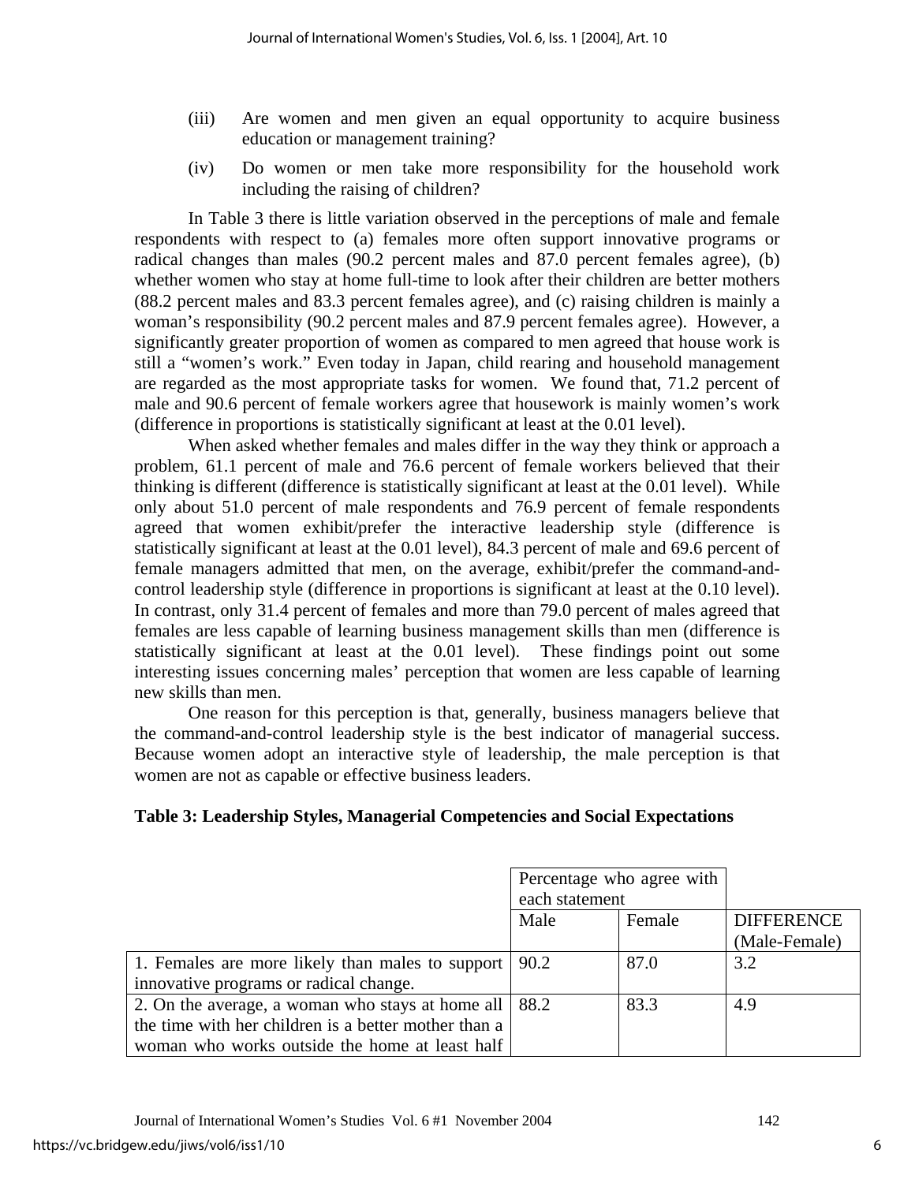(iii) Are women and men given an equal opportunity to acquire business education or management training?

(iv) Do women or men take more responsibility for the household work including the raising of children?

In Table 3 there is little variation observed in the perceptions of male and female respondents with respect to (a) females more often support innovative programs or radical changes than males (90.2 percent males and 87.0 percent females agree), (b) whether women who stay at home full-time to look after their children are better mothers (88.2 percent males and 83.3 percent females agree), and (c) raising children is mainly a woman's responsibility (90.2 percent males and 87.9 percent females agree). However, a significantly greater proportion of women as compared to men agreed that house work is still a "women's work." Even today in Japan, child rearing and household management are regarded as the most appropriate tasks for women. We found that, 71.2 percent of male and 90.6 percent of female workers agree that housework is mainly women's work (difference in proportions is statistically significant at least at the 0.01 level).

When asked whether females and males differ in the way they think or approach a problem, 61.1 percent of male and 76.6 percent of female workers believed that their thinking is different (difference is statistically significant at least at the 0.01 level). While only about 51.0 percent of male respondents and 76.9 percent of female respondents agreed that women exhibit/prefer the interactive leadership style (difference is statistically significant at least at the 0.01 level), 84.3 percent of male and 69.6 percent of female managers admitted that men, on the average, exhibit/prefer the command-and-control leadership style (difference in proportions is significant at least at the 0.10 level). In contrast, only 31.4 percent of females and more than 79.0 percent of males agreed that females are less capable of learning business management skills than men (difference is statistically significant at least at the 0.01 level). These findings point out some interesting issues concerning males' perception that women are less capable of learning new skills than men.

One reason for this perception is that, generally, business managers believe that the command-and-control leadership style is the best indicator of managerial success. Because women adopt an interactive style of leadership, the male perception is that women are not as capable or effective business leaders.

**Table 3: Leadership Styles, Managerial Competencies and Social Expectations**

| | Percentage who agree with each statement | | |
|---|---|---|---|
| | Male | Female | DIFFERENCE (Male-Female) |
| 1. Females are more likely than males to support innovative programs or radical change. | 90.2 | 87.0 | 3.2 |
| 2. On the average, a woman who stays at home all the time with her children is a better mother than a woman who works outside the home at least half | 88.2 | 83.3 | 4.9 |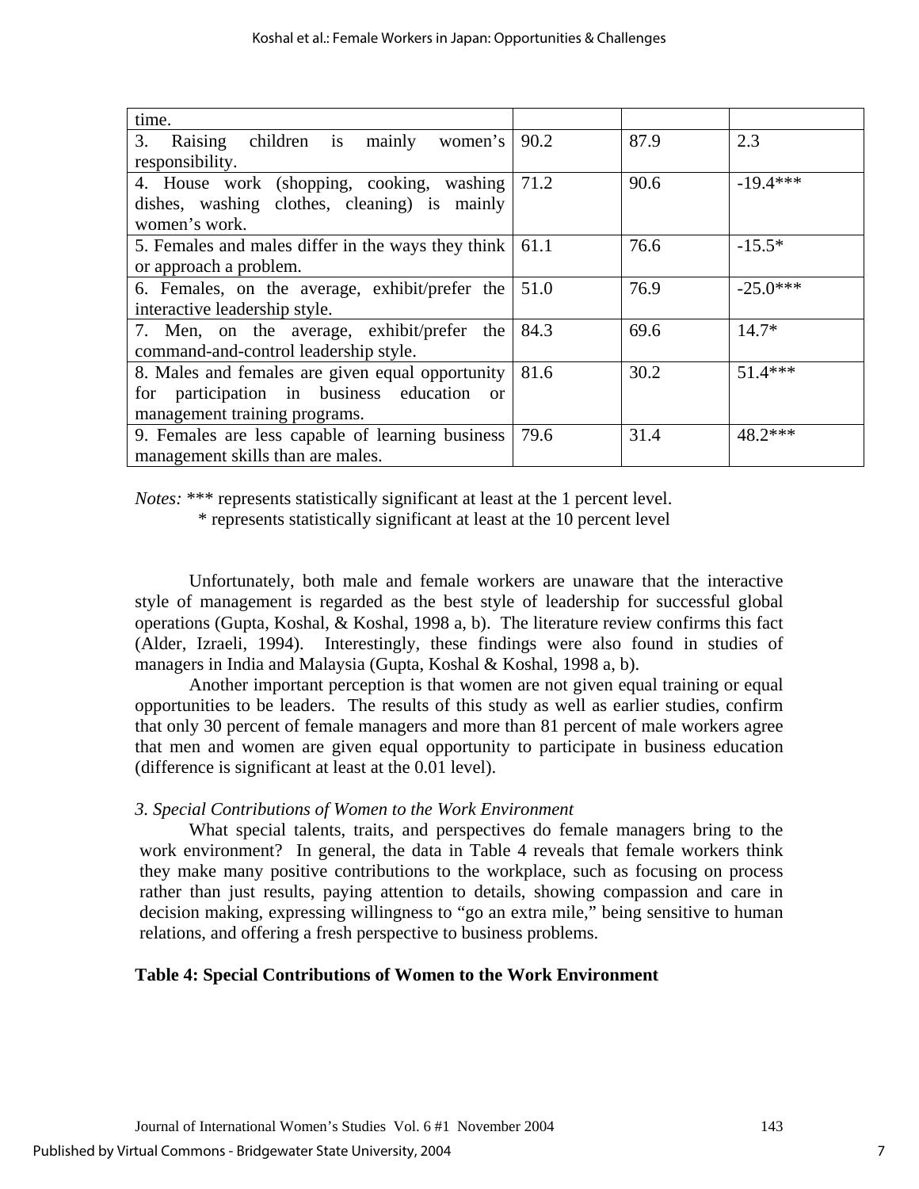| time. | | | |
|---|---|---|---|
| 3. Raising children is mainly women's responsibility. | 90.2 | 87.9 | 2.3 |
| 4. House work (shopping, cooking, washing dishes, washing clothes, cleaning) is mainly women's work. | 71.2 | 90.6 | -19.4*** |
| 5. Females and males differ in the ways they think or approach a problem. | 61.1 | 76.6 | -15.5* |
| 6. Females, on the average, exhibit/prefer the interactive leadership style. | 51.0 | 76.9 | -25.0*** |
| 7. Men, on the average, exhibit/prefer the command-and-control leadership style. | 84.3 | 69.6 | 14.7* |
| 8. Males and females are given equal opportunity for participation in business education or management training programs. | 81.6 | 30.2 | 51.4*** |
| 9. Females are less capable of learning business management skills than are males. | 79.6 | 31.4 | 48.2*** |

*Notes:* *** represents statistically significant at least at the 1 percent level.
* represents statistically significant at least at the 10 percent level

Unfortunately, both male and female workers are unaware that the interactive style of management is regarded as the best style of leadership for successful global operations (Gupta, Koshal, & Koshal, 1998 a, b). The literature review confirms this fact (Alder, Izraeli, 1994). Interestingly, these findings were also found in studies of managers in India and Malaysia (Gupta, Koshal & Koshal, 1998 a, b).

Another important perception is that women are not given equal training or equal opportunities to be leaders. The results of this study as well as earlier studies, confirm that only 30 percent of female managers and more than 81 percent of male workers agree that men and women are given equal opportunity to participate in business education (difference is significant at least at the 0.01 level).

### *3. Special Contributions of Women to the Work Environment*

What special talents, traits, and perspectives do female managers bring to the work environment? In general, the data in Table 4 reveals that female workers think they make many positive contributions to the workplace, such as focusing on process rather than just results, paying attention to details, showing compassion and care in decision making, expressing willingness to "go an extra mile," being sensitive to human relations, and offering a fresh perspective to business problems.

**Table 4: Special Contributions of Women to the Work Environment**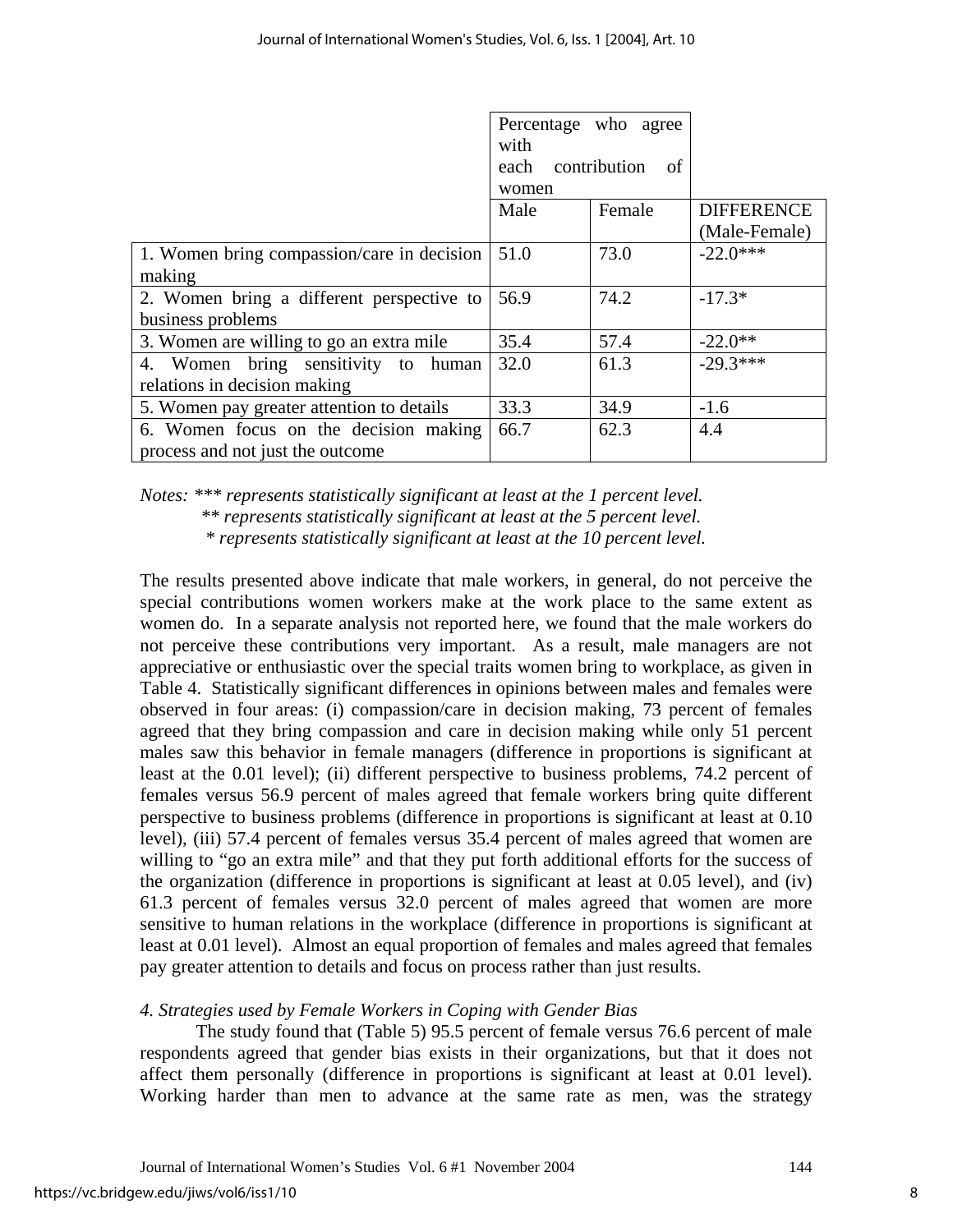| | Percentage who agree with each contribution of women | | |
|---|---|---|---|
| | Male | Female | DIFFERENCE (Male-Female) |
| 1. Women bring compassion/care in decision making | 51.0 | 73.0 | -22.0*** |
| 2. Women bring a different perspective to business problems | 56.9 | 74.2 | -17.3* |
| 3. Women are willing to go an extra mile | 35.4 | 57.4 | -22.0** |
| 4. Women bring sensitivity to human relations in decision making | 32.0 | 61.3 | -29.3*** |
| 5. Women pay greater attention to details | 33.3 | 34.9 | -1.6 |
| 6. Women focus on the decision making process and not just the outcome | 66.7 | 62.3 | 4.4 |

*Notes: *** represents statistically significant at least at the 1 percent level.*
*** represents statistically significant at least at the 5 percent level.*
** represents statistically significant at least at the 10 percent level.*

The results presented above indicate that male workers, in general, do not perceive the special contributions women workers make at the work place to the same extent as women do. In a separate analysis not reported here, we found that the male workers do not perceive these contributions very important. As a result, male managers are not appreciative or enthusiastic over the special traits women bring to workplace, as given in Table 4. Statistically significant differences in opinions between males and females were observed in four areas: (i) compassion/care in decision making, 73 percent of females agreed that they bring compassion and care in decision making while only 51 percent males saw this behavior in female managers (difference in proportions is significant at least at the 0.01 level); (ii) different perspective to business problems, 74.2 percent of females versus 56.9 percent of males agreed that female workers bring quite different perspective to business problems (difference in proportions is significant at least at 0.10 level), (iii) 57.4 percent of females versus 35.4 percent of males agreed that women are willing to "go an extra mile" and that they put forth additional efforts for the success of the organization (difference in proportions is significant at least at 0.05 level), and (iv) 61.3 percent of females versus 32.0 percent of males agreed that women are more sensitive to human relations in the workplace (difference in proportions is significant at least at 0.01 level). Almost an equal proportion of females and males agreed that females pay greater attention to details and focus on process rather than just results.

*4. Strategies used by Female Workers in Coping with Gender Bias*

The study found that (Table 5) 95.5 percent of female versus 76.6 percent of male respondents agreed that gender bias exists in their organizations, but that it does not affect them personally (difference in proportions is significant at least at 0.01 level). Working harder than men to advance at the same rate as men, was the strategy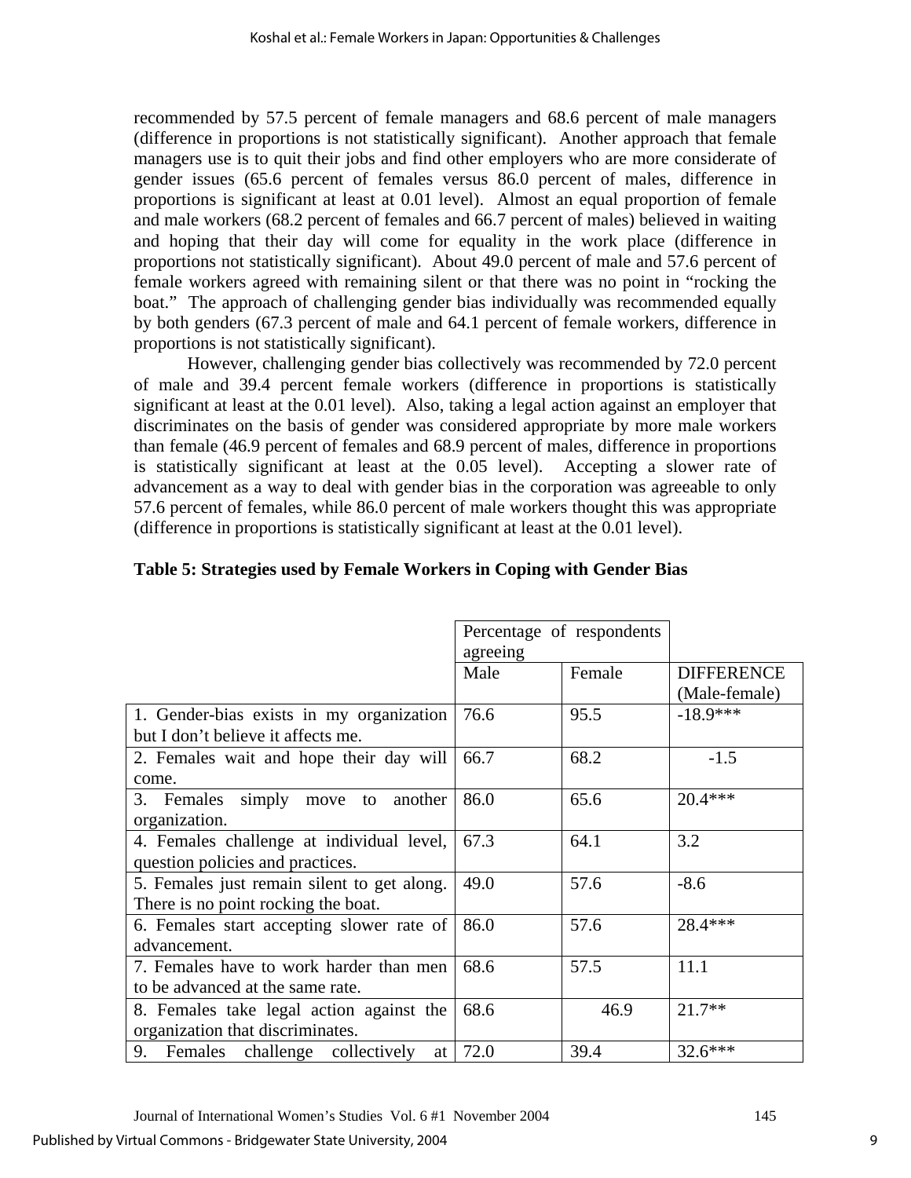recommended by 57.5 percent of female managers and 68.6 percent of male managers (difference in proportions is not statistically significant). Another approach that female managers use is to quit their jobs and find other employers who are more considerate of gender issues (65.6 percent of females versus 86.0 percent of males, difference in proportions is significant at least at 0.01 level). Almost an equal proportion of female and male workers (68.2 percent of females and 66.7 percent of males) believed in waiting and hoping that their day will come for equality in the work place (difference in proportions not statistically significant). About 49.0 percent of male and 57.6 percent of female workers agreed with remaining silent or that there was no point in "rocking the boat." The approach of challenging gender bias individually was recommended equally by both genders (67.3 percent of male and 64.1 percent of female workers, difference in proportions is not statistically significant).

However, challenging gender bias collectively was recommended by 72.0 percent of male and 39.4 percent female workers (difference in proportions is statistically significant at least at the 0.01 level). Also, taking a legal action against an employer that discriminates on the basis of gender was considered appropriate by more male workers than female (46.9 percent of females and 68.9 percent of males, difference in proportions is statistically significant at least at the 0.05 level). Accepting a slower rate of advancement as a way to deal with gender bias in the corporation was agreeable to only 57.6 percent of females, while 86.0 percent of male workers thought this was appropriate (difference in proportions is statistically significant at least at the 0.01 level).

**Table 5: Strategies used by Female Workers in Coping with Gender Bias**

| | Percentage of respondents agreeing | | |
|---|---|---|---|
| | Male | Female | DIFFERENCE (Male-female) |
| 1. Gender-bias exists in my organization but I don't believe it affects me. | 76.6 | 95.5 | -18.9*** |
| 2. Females wait and hope their day will come. | 66.7 | 68.2 | -1.5 |
| 3. Females simply move to another organization. | 86.0 | 65.6 | 20.4*** |
| 4. Females challenge at individual level, question policies and practices. | 67.3 | 64.1 | 3.2 |
| 5. Females just remain silent to get along. There is no point rocking the boat. | 49.0 | 57.6 | -8.6 |
| 6. Females start accepting slower rate of advancement. | 86.0 | 57.6 | 28.4*** |
| 7. Females have to work harder than men to be advanced at the same rate. | 68.6 | 57.5 | 11.1 |
| 8. Females take legal action against the organization that discriminates. | 68.6 | 46.9 | 21.7** |
| 9. Females challenge collectively at | 72.0 | 39.4 | 32.6*** |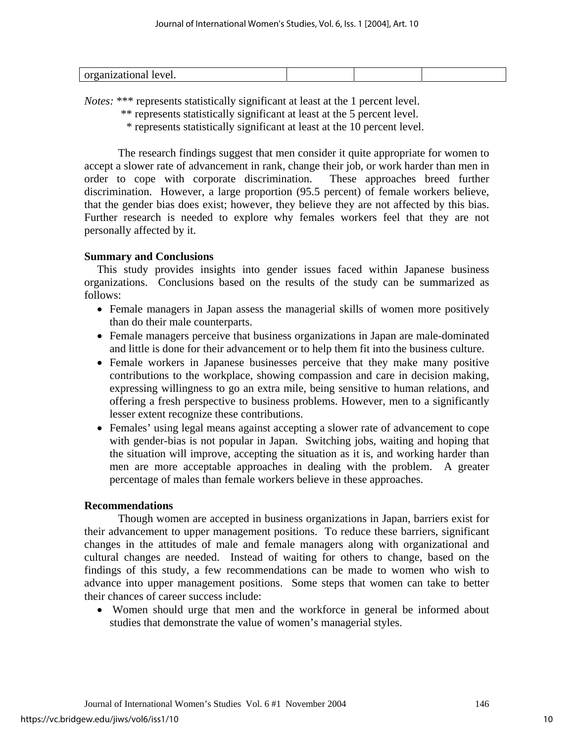| | | | |
|---|---|---|---|
| organizational level. | | | |

*Notes:* *** represents statistically significant at least at the 1 percent level.
** represents statistically significant at least at the 5 percent level.
* represents statistically significant at least at the 10 percent level.

The research findings suggest that men consider it quite appropriate for women to accept a slower rate of advancement in rank, change their job, or work harder than men in order to cope with corporate discrimination. These approaches breed further discrimination. However, a large proportion (95.5 percent) of female workers believe, that the gender bias does exist; however, they believe they are not affected by this bias. Further research is needed to explore why females workers feel that they are not personally affected by it.

**Summary and Conclusions**

This study provides insights into gender issues faced within Japanese business organizations. Conclusions based on the results of the study can be summarized as follows:

- Female managers in Japan assess the managerial skills of women more positively than do their male counterparts.
- Female managers perceive that business organizations in Japan are male-dominated and little is done for their advancement or to help them fit into the business culture.
- Female workers in Japanese businesses perceive that they make many positive contributions to the workplace, showing compassion and care in decision making, expressing willingness to go an extra mile, being sensitive to human relations, and offering a fresh perspective to business problems. However, men to a significantly lesser extent recognize these contributions.
- Females' using legal means against accepting a slower rate of advancement to cope with gender-bias is not popular in Japan. Switching jobs, waiting and hoping that the situation will improve, accepting the situation as it is, and working harder than men are more acceptable approaches in dealing with the problem. A greater percentage of males than female workers believe in these approaches.

**Recommendations**

Though women are accepted in business organizations in Japan, barriers exist for their advancement to upper management positions. To reduce these barriers, significant changes in the attitudes of male and female managers along with organizational and cultural changes are needed. Instead of waiting for others to change, based on the findings of this study, a few recommendations can be made to women who wish to advance into upper management positions. Some steps that women can take to better their chances of career success include:

- Women should urge that men and the workforce in general be informed about studies that demonstrate the value of women's managerial styles.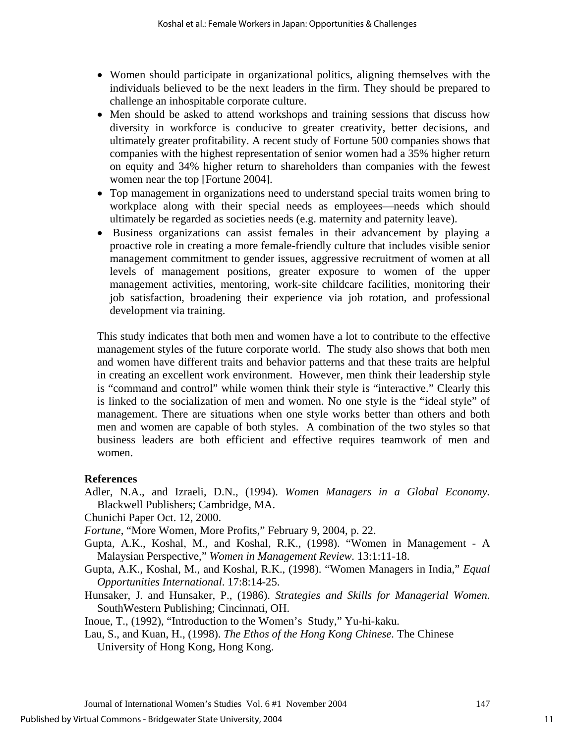- Women should participate in organizational politics, aligning themselves with the individuals believed to be the next leaders in the firm. They should be prepared to challenge an inhospitable corporate culture.
- Men should be asked to attend workshops and training sessions that discuss how diversity in workforce is conducive to greater creativity, better decisions, and ultimately greater profitability. A recent study of Fortune 500 companies shows that companies with the highest representation of senior women had a 35% higher return on equity and 34% higher return to shareholders than companies with the fewest women near the top [Fortune 2004].
- Top management in organizations need to understand special traits women bring to workplace along with their special needs as employees—needs which should ultimately be regarded as societies needs (e.g. maternity and paternity leave).
- Business organizations can assist females in their advancement by playing a proactive role in creating a more female-friendly culture that includes visible senior management commitment to gender issues, aggressive recruitment of women at all levels of management positions, greater exposure to women of the upper management activities, mentoring, work-site childcare facilities, monitoring their job satisfaction, broadening their experience via job rotation, and professional development via training.

This study indicates that both men and women have a lot to contribute to the effective management styles of the future corporate world. The study also shows that both men and women have different traits and behavior patterns and that these traits are helpful in creating an excellent work environment. However, men think their leadership style is "command and control" while women think their style is "interactive." Clearly this is linked to the socialization of men and women. No one style is the "ideal style" of management. There are situations when one style works better than others and both men and women are capable of both styles. A combination of the two styles so that business leaders are both efficient and effective requires teamwork of men and women.

**References**

Adler, N.A., and Izraeli, D.N., (1994). *Women Managers in a Global Economy*. Blackwell Publishers; Cambridge, MA.

Chunichi Paper Oct. 12, 2000.

*Fortune*, "More Women, More Profits," February 9, 2004, p. 22.

Gupta, A.K., Koshal, M., and Koshal, R.K., (1998). "Women in Management - A Malaysian Perspective," *Women in Management Review*. 13:1:11-18.

Gupta, A.K., Koshal, M., and Koshal, R.K., (1998). "Women Managers in India," *Equal Opportunities International*. 17:8:14-25.

Hunsaker, J. and Hunsaker, P., (1986). *Strategies and Skills for Managerial Women*. SouthWestern Publishing; Cincinnati, OH.

Inoue, T., (1992), "Introduction to the Women's Study," Yu-hi-kaku.

Lau, S., and Kuan, H., (1998). *The Ethos of the Hong Kong Chinese.* The Chinese University of Hong Kong, Hong Kong.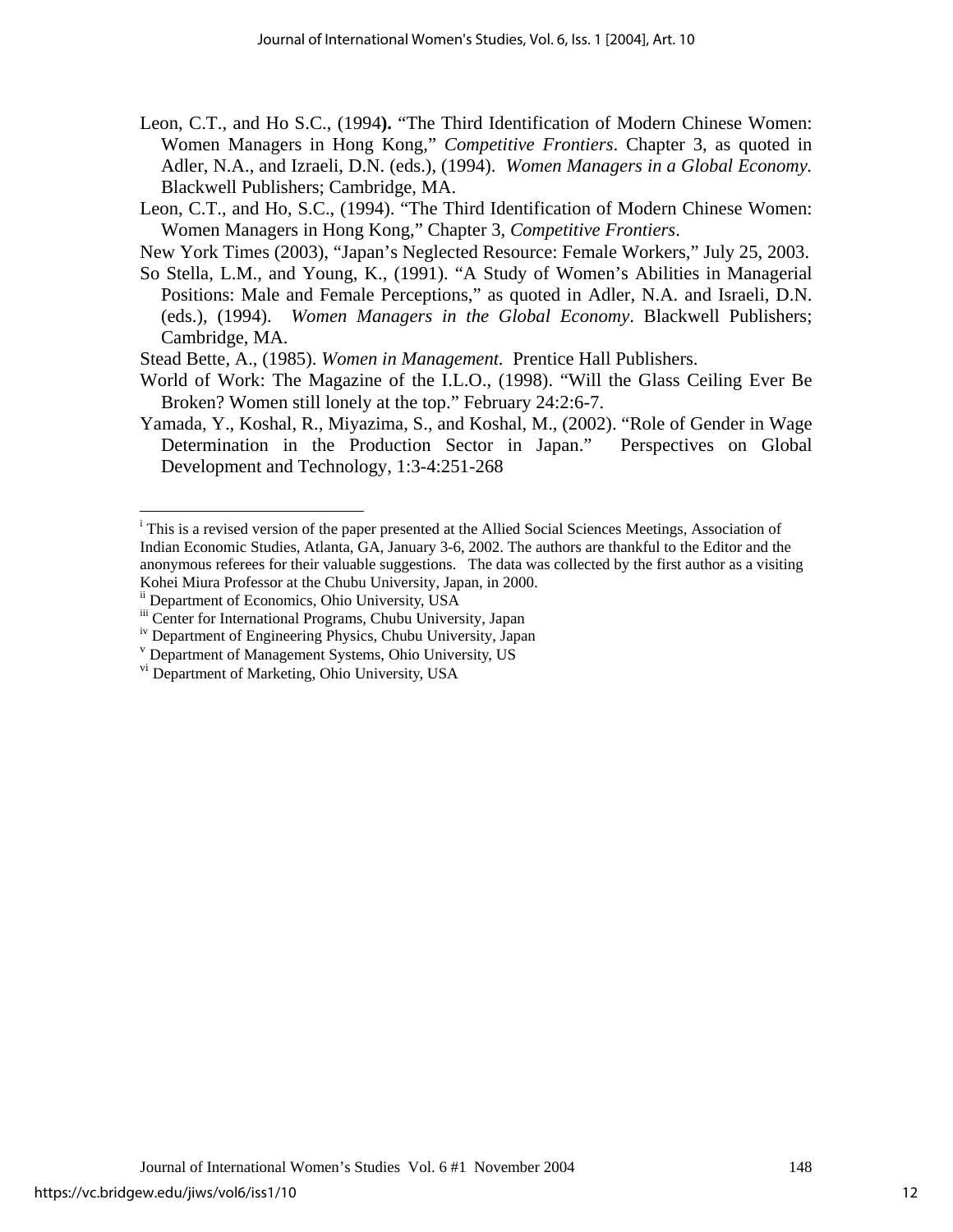Leon, C.T., and Ho S.C., (1994). "The Third Identification of Modern Chinese Women: Women Managers in Hong Kong," *Competitive Frontiers*. Chapter 3, as quoted in Adler, N.A., and Izraeli, D.N. (eds.), (1994). *Women Managers in a Global Economy*. Blackwell Publishers; Cambridge, MA.

Leon, C.T., and Ho, S.C., (1994). "The Third Identification of Modern Chinese Women: Women Managers in Hong Kong," Chapter 3, *Competitive Frontiers*.

New York Times (2003), "Japan's Neglected Resource: Female Workers," July 25, 2003.

So Stella, L.M., and Young, K., (1991). "A Study of Women's Abilities in Managerial Positions: Male and Female Perceptions," as quoted in Adler, N.A. and Israeli, D.N. (eds.), (1994). *Women Managers in the Global Economy*. Blackwell Publishers; Cambridge, MA.

Stead Bette, A., (1985). *Women in Management.* Prentice Hall Publishers.

World of Work: The Magazine of the I.L.O., (1998). "Will the Glass Ceiling Ever Be Broken? Women still lonely at the top." February 24:2:6-7.

Yamada, Y., Koshal, R., Miyazima, S., and Koshal, M., (2002). "Role of Gender in Wage Determination in the Production Sector in Japan." Perspectives on Global Development and Technology, 1:3-4:251-268

---

[i] This is a revised version of the paper presented at the Allied Social Sciences Meetings, Association of Indian Economic Studies, Atlanta, GA, January 3-6, 2002. The authors are thankful to the Editor and the anonymous referees for their valuable suggestions. The data was collected by the first author as a visiting Kohei Miura Professor at the Chubu University, Japan, in 2000.

[ii] Department of Economics, Ohio University, USA

[iii] Center for International Programs, Chubu University, Japan

[iv] Department of Engineering Physics, Chubu University, Japan

[v] Department of Management Systems, Ohio University, US

[vi] Department of Marketing, Ohio University, USA